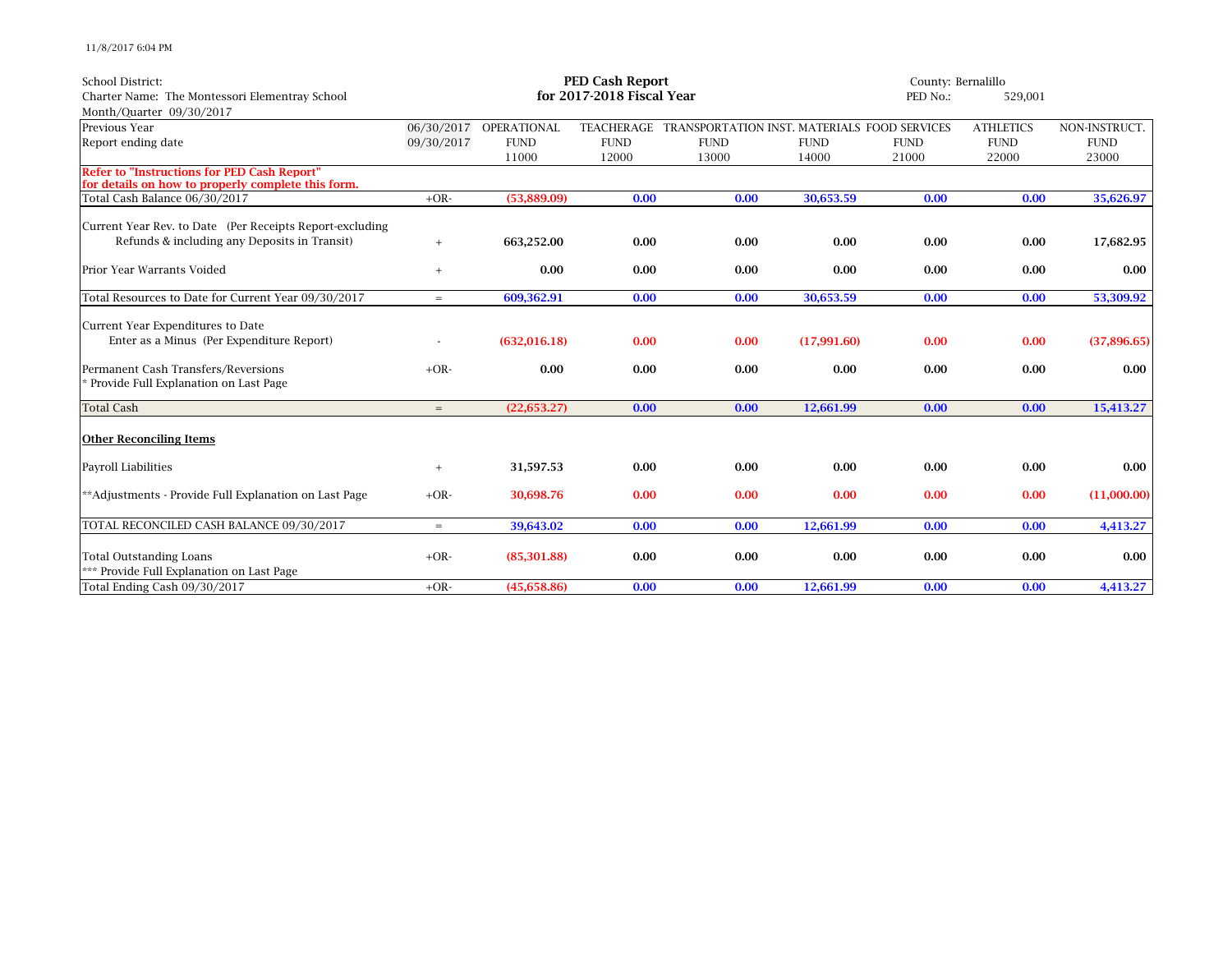11/8/2017 6:04 PM

School District:
Charter Name: The Montessori Elementray School
Month/Quarter 09/30/2017

**PED Cash Report**
**for 2017-2018 Fiscal Year**

County: Bernalillo
PED No.: 529,001

| Previous Year<br>Report ending date | 06/30/2017<br>09/30/2017 | OPERATIONAL FUND 11000 | TEACHERAGE FUND 12000 | TRANSPORTATION FUND 13000 | INST. MATERIALS FUND 14000 | FOOD SERVICES FUND 21000 | ATHLETICS FUND 22000 | NON-INSTRUCT. FUND 23000 |
|---|---|---|---|---|---|---|---|---|
| **Refer to "Instructions for PED Cash Report" for details on how to properly complete this form.** | | | | | | | | |
| Total Cash Balance 06/30/2017 | +OR- | **(53,889.09)** | **0.00** | **0.00** | **30,653.59** | **0.00** | **0.00** | **35,626.97** |
| Current Year Rev. to Date (Per Receipts Report-excluding Refunds & including any Deposits in Transit) | + | **663,252.00** | **0.00** | **0.00** | **0.00** | **0.00** | **0.00** | **17,682.95** |
| Prior Year Warrants Voided | + | **0.00** | **0.00** | **0.00** | **0.00** | **0.00** | **0.00** | **0.00** |
| Total Resources to Date for Current Year 09/30/2017 | = | **609,362.91** | **0.00** | **0.00** | **30,653.59** | **0.00** | **0.00** | **53,309.92** |
| Current Year Expenditures to Date Enter as a Minus (Per Expenditure Report) | - | **(632,016.18)** | **0.00** | **0.00** | **(17,991.60)** | **0.00** | **0.00** | **(37,896.65)** |
| Permanent Cash Transfers/Reversions<br>* Provide Full Explanation on Last Page | +OR- | **0.00** | **0.00** | **0.00** | **0.00** | **0.00** | **0.00** | **0.00** |
| Total Cash | = | **(22,653.27)** | **0.00** | **0.00** | **12,661.99** | **0.00** | **0.00** | **15,413.27** |
| **Other Reconciling Items** | | | | | | | | |
| Payroll Liabilities | + | **31,597.53** | **0.00** | **0.00** | **0.00** | **0.00** | **0.00** | **0.00** |
| **Adjustments - Provide Full Explanation on Last Page | +OR- | **30,698.76** | **0.00** | **0.00** | **0.00** | **0.00** | **0.00** | **(11,000.00)** |
| TOTAL RECONCILED CASH BALANCE 09/30/2017 | = | **39,643.02** | **0.00** | **0.00** | **12,661.99** | **0.00** | **0.00** | **4,413.27** |
| Total Outstanding Loans<br>*** Provide Full Explanation on Last Page | +OR- | **(85,301.88)** | **0.00** | **0.00** | **0.00** | **0.00** | **0.00** | **0.00** |
| Total Ending Cash 09/30/2017 | +OR- | **(45,658.86)** | **0.00** | **0.00** | **12,661.99** | **0.00** | **0.00** | **4,413.27** |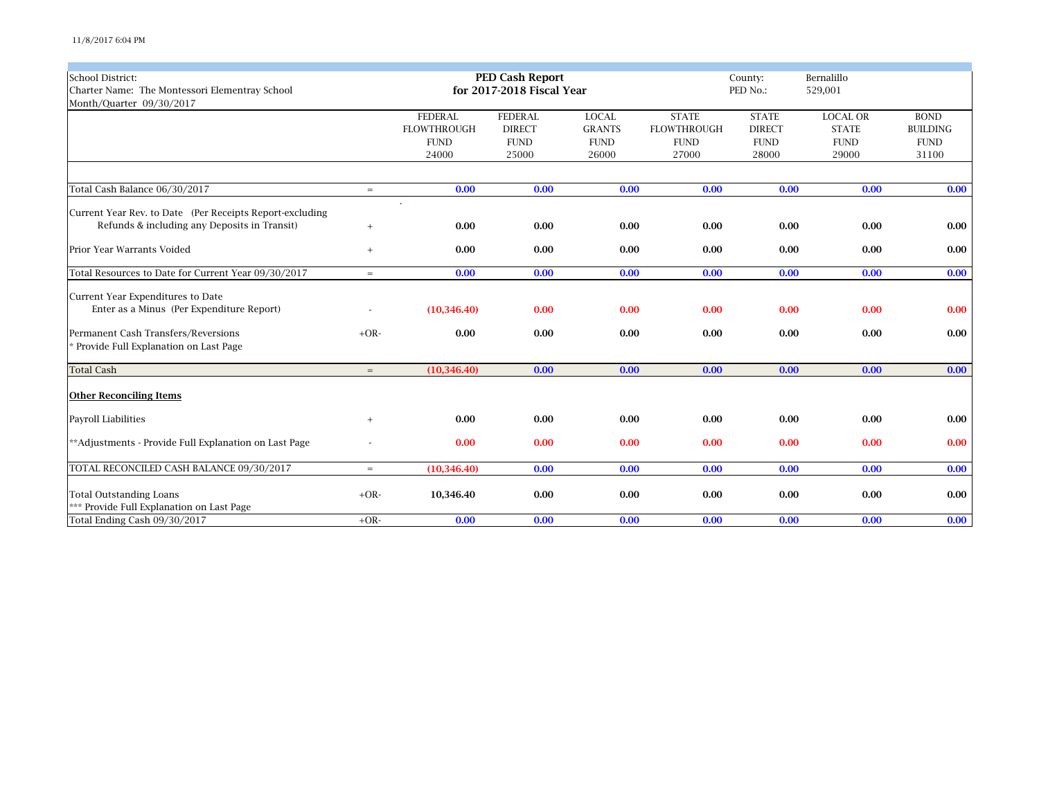| School District: | | PED Cash Report | | | | County: | Bernalillo | |
|---|---|---|---|---|---|---|---|---|
| Charter Name: The Montessori Elementray School | | for 2017-2018 Fiscal Year | | | | PED No.: | 529,001 | |
| Month/Quarter 09/30/2017 | | | | | | | | |

| | | FEDERAL FLOWTHROUGH FUND 24000 | FEDERAL DIRECT FUND 25000 | LOCAL GRANTS FUND 26000 | STATE FLOWTHROUGH FUND 27000 | STATE DIRECT FUND 28000 | LOCAL OR STATE FUND 29000 | BOND BUILDING FUND 31100 |
|---|---|---|---|---|---|---|---|---|
| Total Cash Balance 06/30/2017 | = | 0.00 | 0.00 | 0.00 | 0.00 | 0.00 | 0.00 | 0.00 |
| Current Year Rev. to Date (Per Receipts Report-excluding Refunds & including any Deposits in Transit) | + | 0.00 | 0.00 | 0.00 | 0.00 | 0.00 | 0.00 | 0.00 |
| Prior Year Warrants Voided | + | 0.00 | 0.00 | 0.00 | 0.00 | 0.00 | 0.00 | 0.00 |
| Total Resources to Date for Current Year 09/30/2017 | = | 0.00 | 0.00 | 0.00 | 0.00 | 0.00 | 0.00 | 0.00 |
| Current Year Expenditures to Date Enter as a Minus (Per Expenditure Report) | - | (10,346.40) | 0.00 | 0.00 | 0.00 | 0.00 | 0.00 | 0.00 |
| Permanent Cash Transfers/Reversions * Provide Full Explanation on Last Page | +OR- | 0.00 | 0.00 | 0.00 | 0.00 | 0.00 | 0.00 | 0.00 |
| Total Cash | = | (10,346.40) | 0.00 | 0.00 | 0.00 | 0.00 | 0.00 | 0.00 |
| **Other Reconciling Items** | | | | | | | | |
| Payroll Liabilities | + | 0.00 | 0.00 | 0.00 | 0.00 | 0.00 | 0.00 | 0.00 |
| **Adjustments - Provide Full Explanation on Last Page | - | 0.00 | 0.00 | 0.00 | 0.00 | 0.00 | 0.00 | 0.00 |
| TOTAL RECONCILED CASH BALANCE 09/30/2017 | = | (10,346.40) | 0.00 | 0.00 | 0.00 | 0.00 | 0.00 | 0.00 |
| Total Outstanding Loans *** Provide Full Explanation on Last Page | +OR- | 10,346.40 | 0.00 | 0.00 | 0.00 | 0.00 | 0.00 | 0.00 |
| Total Ending Cash 09/30/2017 | +OR- | 0.00 | 0.00 | 0.00 | 0.00 | 0.00 | 0.00 | 0.00 |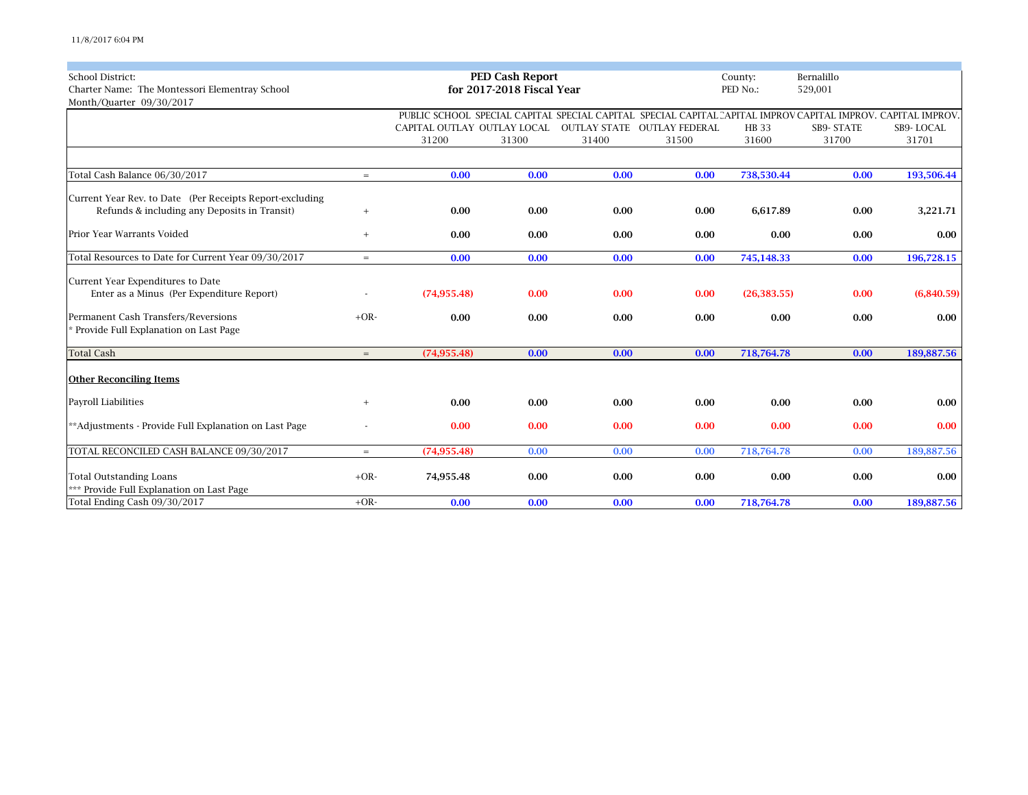School District:
Charter Name: The Montessori Elementray School
Month/Quarter 09/30/2017

**PED Cash Report**
**for 2017-2018 Fiscal Year**

County: Bernalillo
PED No.: 529,001

| | | PUBLIC SCHOOL CAPITAL OUTLAY 31200 | SPECIAL CAPITAL OUTLAY LOCAL 31300 | SPECIAL CAPITAL OUTLAY STATE 31400 | SPECIAL CAPITAL OUTLAY FEDERAL 31500 | CAPITAL IMPROV HB 33 31600 | CAPITAL IMPROV. SB9- STATE 31700 | CAPITAL IMPROV. SB9- LOCAL 31701 |
|---|---|---|---|---|---|---|---|---|
| Total Cash Balance 06/30/2017 | = | 0.00 | 0.00 | 0.00 | 0.00 | 738,530.44 | 0.00 | 193,506.44 |
| Current Year Rev. to Date (Per Receipts Report-excluding Refunds & including any Deposits in Transit) | + | 0.00 | 0.00 | 0.00 | 0.00 | 6,617.89 | 0.00 | 3,221.71 |
| Prior Year Warrants Voided | + | 0.00 | 0.00 | 0.00 | 0.00 | 0.00 | 0.00 | 0.00 |
| Total Resources to Date for Current Year 09/30/2017 | = | 0.00 | 0.00 | 0.00 | 0.00 | 745,148.33 | 0.00 | 196,728.15 |
| Current Year Expenditures to Date Enter as a Minus (Per Expenditure Report) | - | (74,955.48) | 0.00 | 0.00 | 0.00 | (26,383.55) | 0.00 | (6,840.59) |
| Permanent Cash Transfers/Reversions * Provide Full Explanation on Last Page | +OR- | 0.00 | 0.00 | 0.00 | 0.00 | 0.00 | 0.00 | 0.00 |
| Total Cash | = | (74,955.48) | 0.00 | 0.00 | 0.00 | 718,764.78 | 0.00 | 189,887.56 |
| **Other Reconciling Items** | | | | | | | | |
| Payroll Liabilities | + | 0.00 | 0.00 | 0.00 | 0.00 | 0.00 | 0.00 | 0.00 |
| **Adjustments - Provide Full Explanation on Last Page | - | 0.00 | 0.00 | 0.00 | 0.00 | 0.00 | 0.00 | 0.00 |
| TOTAL RECONCILED CASH BALANCE 09/30/2017 | = | (74,955.48) | 0.00 | 0.00 | 0.00 | 718,764.78 | 0.00 | 189,887.56 |
| Total Outstanding Loans *** Provide Full Explanation on Last Page | +OR- | 74,955.48 | 0.00 | 0.00 | 0.00 | 0.00 | 0.00 | 0.00 |
| Total Ending Cash 09/30/2017 | +OR- | 0.00 | 0.00 | 0.00 | 0.00 | 718,764.78 | 0.00 | 189,887.56 |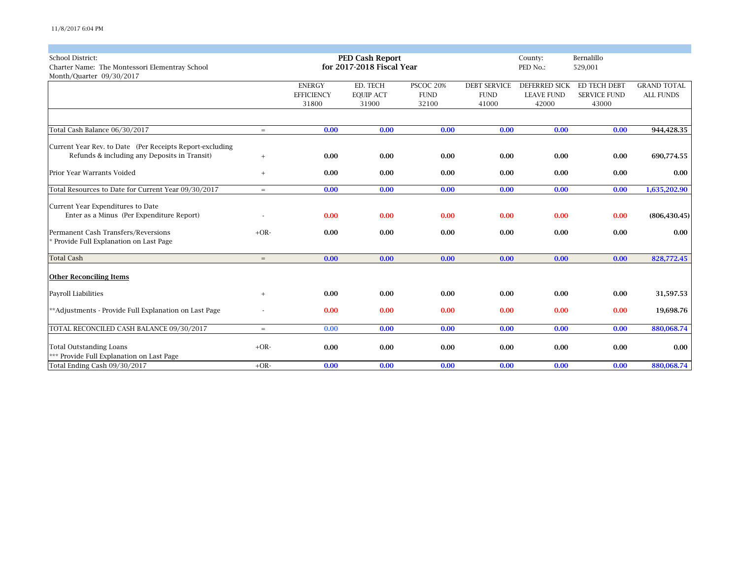**School District:**
Charter Name: The Montessori Elementray School
Month/Quarter 09/30/2017

## PED Cash Report
## for 2017-2018 Fiscal Year

County: Bernalillo
PED No.: 529,001

| | | ENERGY EFFICIENCY 31800 | ED. TECH EQUIP ACT 31900 | PSCOC 20% FUND 32100 | DEBT SERVICE FUND 41000 | DEFERRED SICK LEAVE FUND 42000 | ED TECH DEBT SERVICE FUND 43000 | GRAND TOTAL ALL FUNDS |
|---|---|---|---|---|---|---|---|---|
| Total Cash Balance 06/30/2017 | = | 0.00 | 0.00 | 0.00 | 0.00 | 0.00 | 0.00 | 944,428.35 |
| Current Year Rev. to Date (Per Receipts Report-excluding Refunds & including any Deposits in Transit) | + | 0.00 | 0.00 | 0.00 | 0.00 | 0.00 | 0.00 | 690,774.55 |
| Prior Year Warrants Voided | + | 0.00 | 0.00 | 0.00 | 0.00 | 0.00 | 0.00 | 0.00 |
| Total Resources to Date for Current Year 09/30/2017 | = | 0.00 | 0.00 | 0.00 | 0.00 | 0.00 | 0.00 | 1,635,202.90 |
| Current Year Expenditures to Date Enter as a Minus (Per Expenditure Report) | - | 0.00 | 0.00 | 0.00 | 0.00 | 0.00 | 0.00 | (806,430.45) |
| Permanent Cash Transfers/Reversions * Provide Full Explanation on Last Page | +OR- | 0.00 | 0.00 | 0.00 | 0.00 | 0.00 | 0.00 | 0.00 |
| Total Cash | = | 0.00 | 0.00 | 0.00 | 0.00 | 0.00 | 0.00 | 828,772.45 |
| **Other Reconciling Items** | | | | | | | | |
| Payroll Liabilities | + | 0.00 | 0.00 | 0.00 | 0.00 | 0.00 | 0.00 | 31,597.53 |
| **Adjustments - Provide Full Explanation on Last Page | - | 0.00 | 0.00 | 0.00 | 0.00 | 0.00 | 0.00 | 19,698.76 |
| TOTAL RECONCILED CASH BALANCE 09/30/2017 | = | 0.00 | 0.00 | 0.00 | 0.00 | 0.00 | 0.00 | 880,068.74 |
| Total Outstanding Loans *** Provide Full Explanation on Last Page | +OR- | 0.00 | 0.00 | 0.00 | 0.00 | 0.00 | 0.00 | 0.00 |
| Total Ending Cash 09/30/2017 | +OR- | 0.00 | 0.00 | 0.00 | 0.00 | 0.00 | 0.00 | 880,068.74 |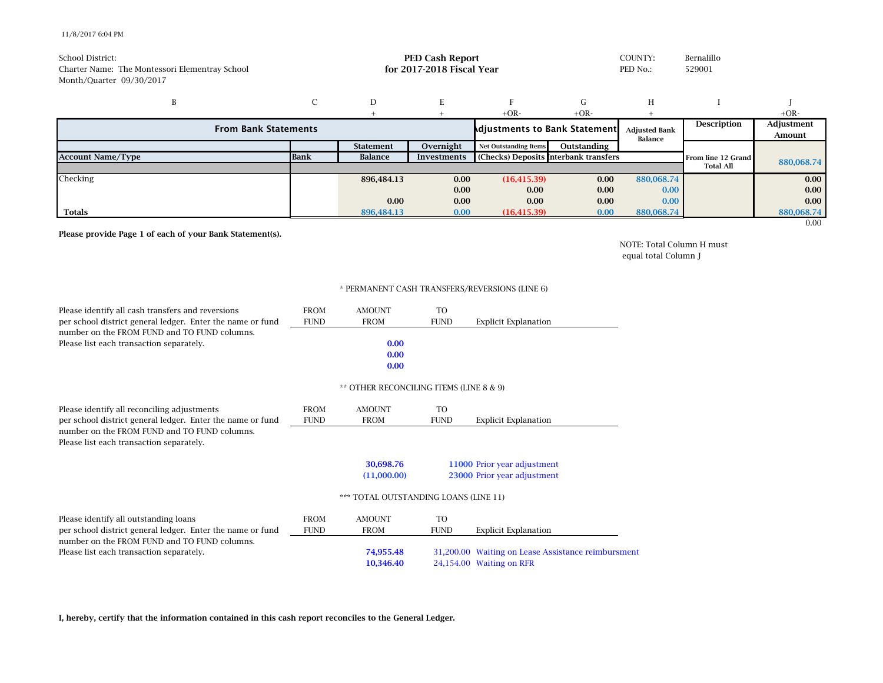11/8/2017 6:04 PM

School District:
Charter Name: The Montessori Elementray School
Month/Quarter 09/30/2017

**PED Cash Report**
**for 2017-2018 Fiscal Year**

COUNTY: Bernalillo
PED No.: 529001

| B | C | D | E | F | G | H | I | J |
|---|---|---|---|---|---|---|---|---|
| | | + | + | +OR- | +OR- | + | | +OR- |
| **From Bank Statements** | | | | **Adjustments to Bank Statement** | | **Adjusted Bank Balance** | **Description** | **Adjustment Amount** |
| | | **Statement** | **Overnight** | **Net Outstanding Items** | **Outstanding** | | | |
| **Account Name/Type** | **Bank** | **Balance** | **Investments** | **(Checks) Deposits** | **Interbank transfers** | | **From line 12 Grand Total All** | 880,068.74 |
| Checking | | 896,484.13 | 0.00 | (16,415.39) | 0.00 | 880,068.74 | | 0.00 |
| | | | 0.00 | 0.00 | 0.00 | 0.00 | | 0.00 |
| | | 0.00 | 0.00 | 0.00 | 0.00 | 0.00 | | 0.00 |
| **Totals** | | 896,484.13 | 0.00 | (16,415.39) | 0.00 | 880,068.74 | | 880,068.74 |
| | | | | | | | | 0.00 |

**Please provide Page 1 of each of your Bank Statement(s).**

NOTE: Total Column H must equal total Column J

\* PERMANENT CASH TRANSFERS/REVERSIONS (LINE 6)

Please identify all cash transfers and reversions per school district general ledger. Enter the name or fund number on the FROM FUND and TO FUND columns. Please list each transaction separately.

| FROM FUND | AMOUNT FROM | TO FUND | Explicit Explanation |
|---|---|---|---|
| | 0.00 | | |
| | 0.00 | | |
| | 0.00 | | |

\*\* OTHER RECONCILING ITEMS (LINE 8 & 9)

Please identify all reconciling adjustments per school district general ledger. Enter the name or fund number on the FROM FUND and TO FUND columns. Please list each transaction separately.

| FROM FUND | AMOUNT FROM | TO FUND | Explicit Explanation |
|---|---|---|---|
| | 30,698.76 | 11000 | Prior year adjustment |
| | (11,000.00) | 23000 | Prior year adjustment |

\*\*\* TOTAL OUTSTANDING LOANS (LINE 11)

Please identify all outstanding loans per school district general ledger. Enter the name or fund number on the FROM FUND and TO FUND columns. Please list each transaction separately.

| FROM FUND | AMOUNT FROM | TO FUND | Explicit Explanation |
|---|---|---|---|
| | 74,955.48 | 31,200.00 | Waiting on Lease Assistance reimbursment |
| | 10,346.40 | 24,154.00 | Waiting on RFR |

**I, hereby, certify that the information contained in this cash report reconciles to the General Ledger.**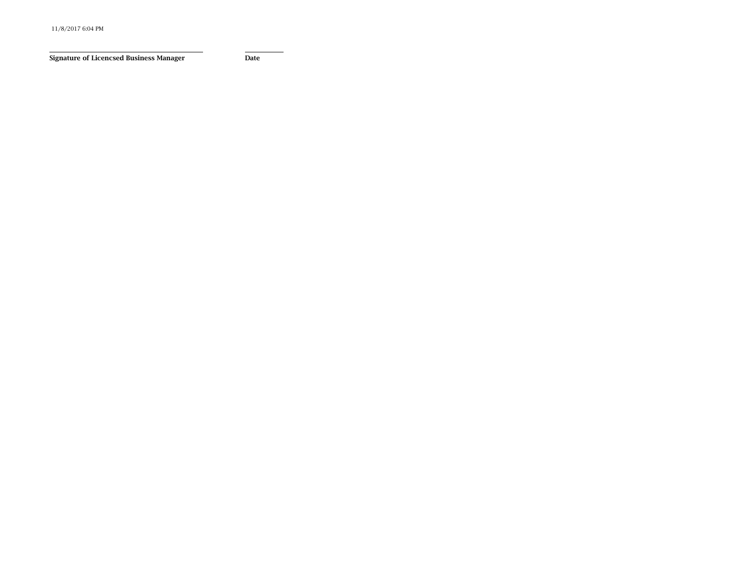11/8/2017 6:04 PM

**Signature of Licencsed Business Manager** ______________________ **Date** __________